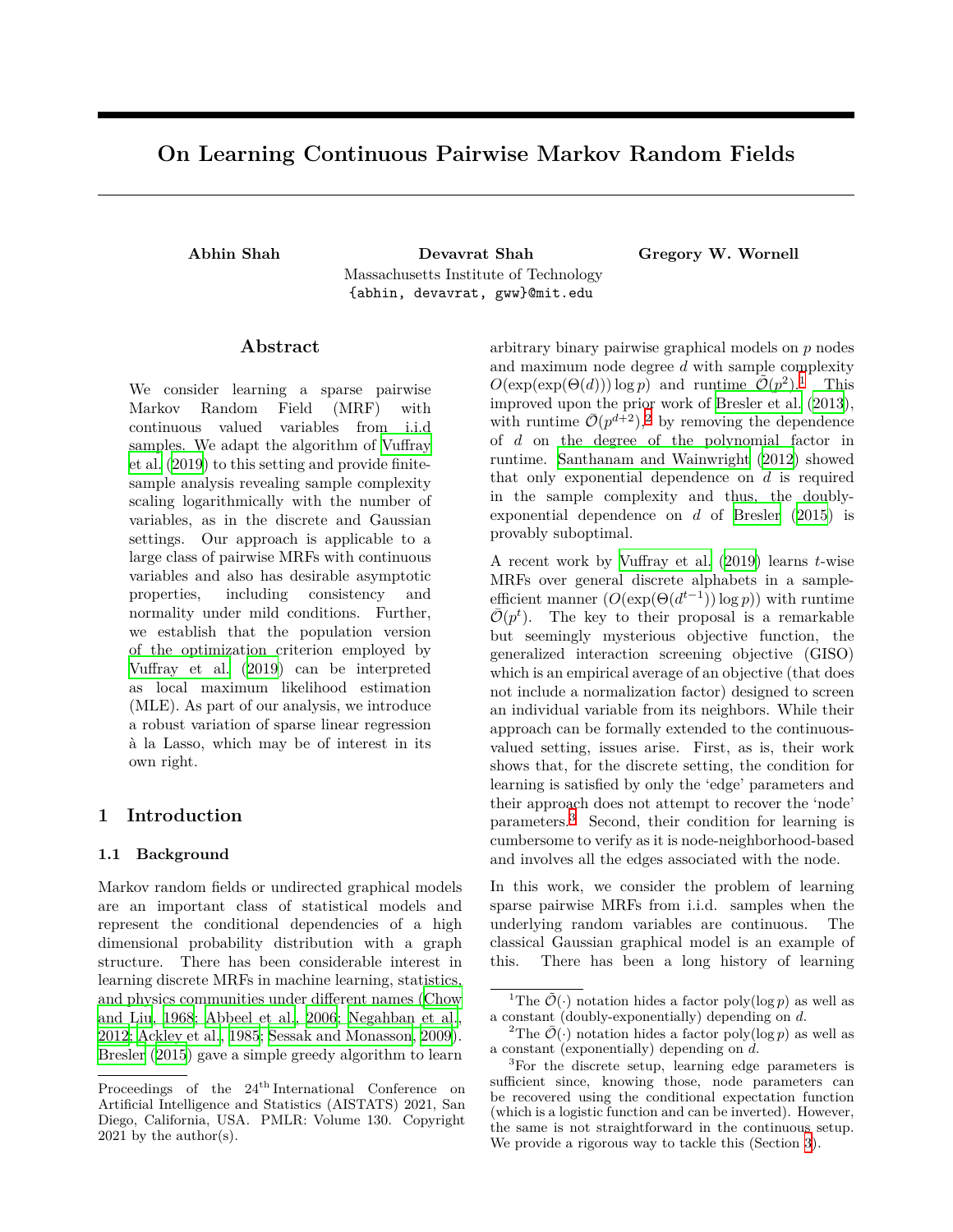# On Learning Continuous Pairwise Markov Random Fields

**Abhin Shah** **Devavrat Shah** **Gregory W. Wornell**

Massachusetts Institute of Technology

{abhin, devavrat, gww}@mit.edu

## Abstract

We consider learning a sparse pairwise Markov Random Field (MRF) with continuous valued variables from i.i.d samples. We adapt the algorithm of Vuffray et al. (2019) to this setting and provide finite-sample analysis revealing sample complexity scaling logarithmically with the number of variables, as in the discrete and Gaussian settings. Our approach is applicable to a large class of pairwise MRFs with continuous variables and also has desirable asymptotic properties, including consistency and normality under mild conditions. Further, we establish that the population version of the optimization criterion employed by Vuffray et al. (2019) can be interpreted as local maximum likelihood estimation (MLE). As part of our analysis, we introduce a robust variation of sparse linear regression à la Lasso, which may be of interest in its own right.

## 1 Introduction

### 1.1 Background

Markov random fields or undirected graphical models are an important class of statistical models and represent the conditional dependencies of a high dimensional probability distribution with a graph structure. There has been considerable interest in learning discrete MRFs in machine learning, statistics, and physics communities under different names (Chow and Liu, 1968; Abbeel et al., 2006; Negahban et al., 2012; Ackley et al., 1985; Sessak and Monasson, 2009). Bresler (2015) gave a simple greedy algorithm to learn arbitrary binary pairwise graphical models on $p$ nodes and maximum node degree $d$ with sample complexity $O(\exp(\exp(\Theta(d)))\log p)$ and runtime $\tilde{\mathcal{O}}(p^2)$.[1] This improved upon the prior work of Bresler et al. (2013), with runtime $\tilde{\mathcal{O}}(p^{d+2})$,[2] by removing the dependence of $d$ on the degree of the polynomial factor in runtime. Santhanam and Wainwright (2012) showed that only exponential dependence on $d$ is required in the sample complexity and thus, the doubly-exponential dependence on $d$ of Bresler (2015) is provably suboptimal.

A recent work by Vuffray et al. (2019) learns $t$-wise MRFs over general discrete alphabets in a sample-efficient manner ($O(\exp(\Theta(d^{t-1}))\log p)$) with runtime $\tilde{\mathcal{O}}(p^t)$. The key to their proposal is a remarkable but seemingly mysterious objective function, the generalized interaction screening objective (GISO) which is an empirical average of an objective (that does not include a normalization factor) designed to screen an individual variable from its neighbors. While their approach can be formally extended to the continuous-valued setting, issues arise. First, as is, their work shows that, for the discrete setting, the condition for learning is satisfied by only the 'edge' parameters and their approach does not attempt to recover the 'node' parameters.[3] Second, their condition for learning is cumbersome to verify as it is node-neighborhood-based and involves all the edges associated with the node.

In this work, we consider the problem of learning sparse pairwise MRFs from i.i.d. samples when the underlying random variables are continuous. The classical Gaussian graphical model is an example of this. There has been a long history of learning

---

Proceedings of the 24[th] International Conference on Artificial Intelligence and Statistics (AISTATS) 2021, San Diego, California, USA. PMLR: Volume 130. Copyright 2021 by the author(s).

[1] The $\tilde{\mathcal{O}}(\cdot)$ notation hides a factor poly($\log p$) as well as a constant (doubly-exponentially) depending on $d$.

[2] The $\tilde{\mathcal{O}}(\cdot)$ notation hides a factor poly($\log p$) as well as a constant (exponentially) depending on $d$.

[3] For the discrete setup, learning edge parameters is sufficient since, knowing those, node parameters can be recovered using the conditional expectation function (which is a logistic function and can be inverted). However, the same is not straightforward in the continuous setup. We provide a rigorous way to tackle this (Section 3).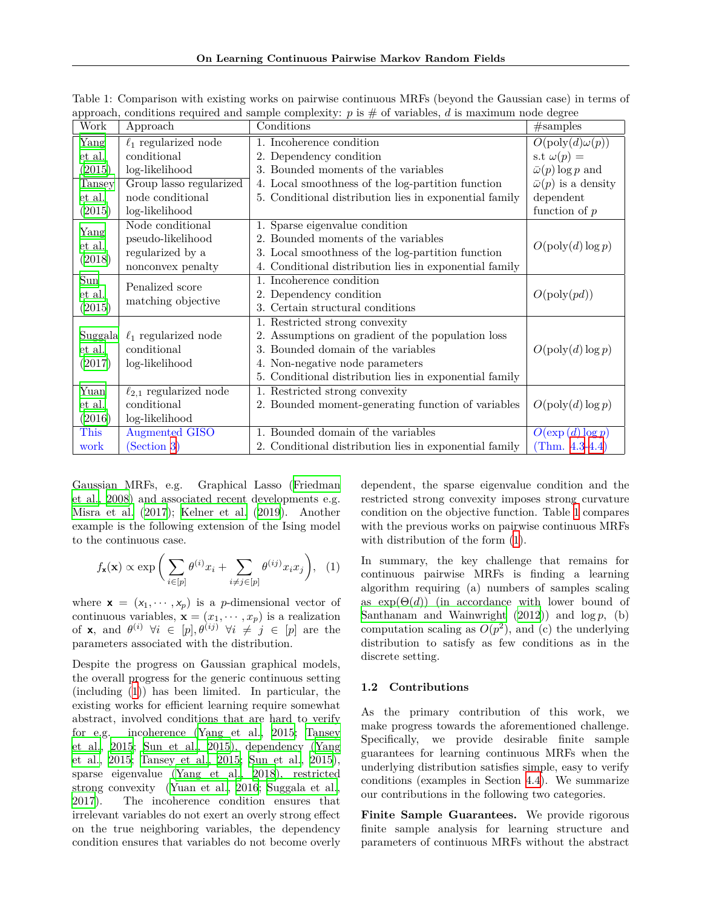Table 1: Comparison with existing works on pairwise continuous MRFs (beyond the Gaussian case) in terms of approach, conditions required and sample complexity: $p$ is # of variables, $d$ is maximum node degree

| Work | Approach | Conditions | #samples |
|---|---|---|---|
| Yang et al. (2015) | $\ell_1$ regularized node conditional log-likelihood | 1. Incoherence condition 2. Dependency condition 3. Bounded moments of the variables 4. Local smoothness of the log-partition function 5. Conditional distribution lies in exponential family | $O(\text{poly}(d)\omega(p))$ s.t $\omega(p) = \bar{\omega}(p)\log p$ and $\bar{\omega}(p)$ is a density dependent function of $p$ |
| Tansey et al. (2015) | Group lasso regularized node conditional log-likelihood | | |
| Yang et al. (2018) | Node conditional pseudo-likelihood regularized by a nonconvex penalty | 1. Sparse eigenvalue condition 2. Bounded moments of the variables 3. Local smoothness of the log-partition function 4. Conditional distribution lies in exponential family | $O(\text{poly}(d)\log p)$ |
| Sun et al. (2015) | Penalized score matching objective | 1. Incoherence condition 2. Dependency condition 3. Certain structural conditions | $O(\text{poly}(pd))$ |
| Suggala et al. (2017) | $\ell_1$ regularized node conditional log-likelihood | 1. Restricted strong convexity 2. Assumptions on gradient of the population loss 3. Bounded domain of the variables 4. Non-negative node parameters 5. Conditional distribution lies in exponential family | $O(\text{poly}(d)\log p)$ |
| Yuan et al. (2016) | $\ell_{2,1}$ regularized node conditional log-likelihood | 1. Restricted strong convexity 2. Bounded moment-generating function of variables | $O(\text{poly}(d)\log p)$ |
| This work | Augmented GISO (Section 3) | 1. Bounded domain of the variables 2. Conditional distribution lies in exponential family | $O(\exp(d)\log p)$ (Thm. 4.3-4.4) |

Gaussian MRFs, e.g. Graphical Lasso (Friedman et al., 2008) and associated recent developments e.g. Misra et al. (2017); Kelner et al. (2019). Another example is the following extension of the Ising model to the continuous case.

$$f_{\mathbf{x}}(\mathbf{x}) \propto \exp\bigg(\sum_{i\in[p]}\theta^{(i)}x_i + \sum_{i\neq j\in[p]}\theta^{(ij)}x_ix_j\bigg), \quad (1)$$

where $\mathbf{x} = (x_1, \cdots, x_p)$ is a $p$-dimensional vector of continuous variables, $\mathbf{x} = (x_1, \cdots, x_p)$ is a realization of $\mathbf{x}$, and $\theta^{(i)}\ \forall i \in [p], \theta^{(ij)}\ \forall i \neq j \in [p]$ are the parameters associated with the distribution.

Despite the progress on Gaussian graphical models, the overall progress for the generic continuous setting (including (1)) has been limited. In particular, the existing works for efficient learning require somewhat abstract, involved conditions that are hard to verify for e.g. incoherence (Yang et al., 2015; Tansey et al., 2015; Sun et al., 2015), dependency (Yang et al., 2015; Tansey et al., 2015; Sun et al., 2015), sparse eigenvalue (Yang et al., 2018), restricted strong convexity (Yuan et al., 2016; Suggala et al., 2017). The incoherence condition ensures that irrelevant variables do not exert an overly strong effect on the true neighboring variables, the dependency condition ensures that variables do not become overly dependent, the sparse eigenvalue condition and the restricted strong convexity imposes strong curvature condition on the objective function. Table 1 compares with the previous works on pairwise continuous MRFs with distribution of the form (1).

In summary, the key challenge that remains for continuous pairwise MRFs is finding a learning algorithm requiring (a) numbers of samples scaling as $\exp(\Theta(d))$ (in accordance with lower bound of Santhanam and Wainwright (2012)) and $\log p$, (b) computation scaling as $O(p^2)$, and (c) the underlying distribution to satisfy as few conditions as in the discrete setting.

### 1.2 Contributions

As the primary contribution of this work, we make progress towards the aforementioned challenge. Specifically, we provide desirable finite sample guarantees for learning continuous MRFs when the underlying distribution satisfies simple, easy to verify conditions (examples in Section 4.4). We summarize our contributions in the following two categories.

**Finite Sample Guarantees.** We provide rigorous finite sample analysis for learning structure and parameters of continuous MRFs without the abstract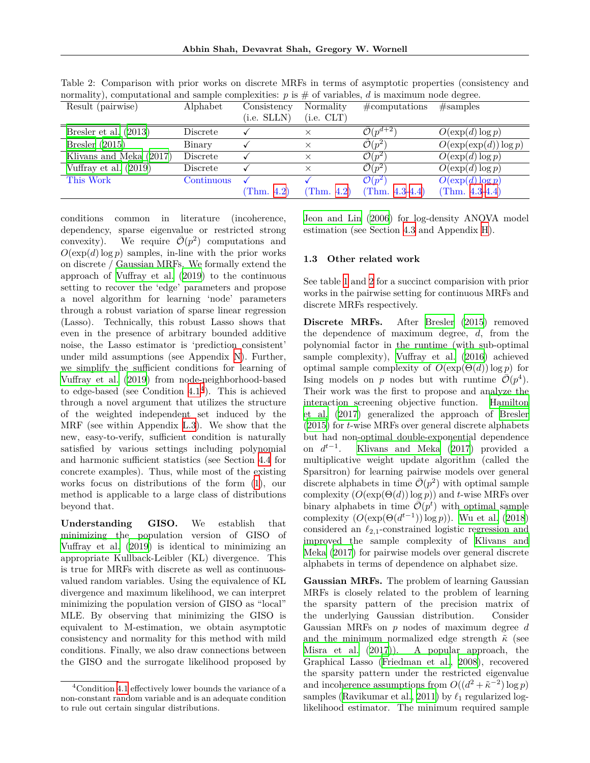Table 2: Comparison with prior works on discrete MRFs in terms of asymptotic properties (consistency and normality), computational and sample complexities: $p$ is # of variables, $d$ is maximum node degree.

| Result (pairwise) | Alphabet | Consistency (i.e. SLLN) | Normality (i.e. CLT) | #computations | #samples |
|---|---|---|---|---|---|
| Bresler et al. (2013) | Discrete | ✓ | × | $\tilde{\mathcal{O}}(p^{d+2})$ | $O(\exp(d)\log p)$ |
| Bresler (2015) | Binary | ✓ | × | $\tilde{\mathcal{O}}(p^2)$ | $O(\exp(\exp(d))\log p)$ |
| Klivans and Meka (2017) | Discrete | ✓ | × | $\tilde{\mathcal{O}}(p^2)$ | $O(\exp(d)\log p)$ |
| Vuffray et al. (2019) | Discrete | ✓ | × | $\tilde{\mathcal{O}}(p^2)$ | $O(\exp(d)\log p)$ |
| This Work | Continuous | ✓ (Thm. 4.2) | ✓ (Thm. 4.2) | $\tilde{\mathcal{O}}(p^2)$ (Thm. 4.3-4.4) | $O(\exp(d)\log p)$ (Thm. 4.3-4.4) |

conditions common in literature (incoherence, dependency, sparse eigenvalue or restricted strong convexity). We require $\tilde{\mathcal{O}}(p^2)$ computations and $O(\exp(d)\log p)$ samples, in-line with the prior works on discrete / Gaussian MRFs. We formally extend the approach of Vuffray et al. (2019) to the continuous setting to recover the 'edge' parameters and propose a novel algorithm for learning 'node' parameters through a robust variation of sparse linear regression (Lasso). Technically, this robust Lasso shows that even in the presence of arbitrary bounded additive noise, the Lasso estimator is 'prediction consistent' under mild assumptions (see Appendix N). Further, we simplify the sufficient conditions for learning of Vuffray et al. (2019) from node-neighborhood-based to edge-based (see Condition 4.1[4]). This is achieved through a novel argument that utilizes the structure of the weighted independent set induced by the MRF (see within Appendix L.3). We show that the new, easy-to-verify, sufficient condition is naturally satisfied by various settings including polynomial and harmonic sufficient statistics (see Section 4.4 for concrete examples). Thus, while most of the existing works focus on distributions of the form (1), our method is applicable to a large class of distributions beyond that.

**Understanding GISO.** We establish that minimizing the population version of GISO of Vuffray et al. (2019) is identical to minimizing an appropriate Kullback-Leibler (KL) divergence. This is true for MRFs with discrete as well as continuous-valued random variables. Using the equivalence of KL divergence and maximum likelihood, we can interpret minimizing the population version of GISO as "local" MLE. By observing that minimizing the GISO is equivalent to M-estimation, we obtain asymptotic consistency and normality for this method with mild conditions. Finally, we also draw connections between the GISO and the surrogate likelihood proposed by Jeon and Lin (2006) for log-density ANOVA model estimation (see Section 4.3 and Appendix H).

[4]Condition 4.1 effectively lower bounds the variance of a non-constant random variable and is an adequate condition to rule out certain singular distributions.

### 1.3 Other related work

See table 1 and 2 for a succinct comparision with prior works in the pairwise setting for continuous MRFs and discrete MRFs respectively.

**Discrete MRFs.** After Bresler (2015) removed the dependence of maximum degree, $d$, from the polynomial factor in the runtime (with sub-optimal sample complexity), Vuffray et al. (2016) achieved optimal sample complexity of $O(\exp(\Theta(d))\log p)$ for Ising models on $p$ nodes but with runtime $\tilde{\mathcal{O}}(p^4)$. Their work was the first to propose and analyze the interaction screening objective function. Hamilton et al. (2017) generalized the approach of Bresler (2015) for $t$-wise MRFs over general discrete alphabets but had non-optimal double-exponential dependence on $d^{t-1}$. Klivans and Meka (2017) provided a multiplicative weight update algorithm (called the Sparsitron) for learning pairwise models over general discrete alphabets in time $\tilde{\mathcal{O}}(p^2)$ with optimal sample complexity ($O(\exp(\Theta(d))\log p)$) and $t$-wise MRFs over binary alphabets in time $\tilde{\mathcal{O}}(p^t)$ with optimal sample complexity ($O(\exp(\Theta(d^{t-1}))\log p)$). Wu et al. (2018) considered an $\ell_{2,1}$-constrained logistic regression and improved the sample complexity of Klivans and Meka (2017) for pairwise models over general discrete alphabets in terms of dependence on alphabet size.

**Gaussian MRFs.** The problem of learning Gaussian MRFs is closely related to the problem of learning the sparsity pattern of the precision matrix of the underlying Gaussian distribution. Consider Gaussian MRFs on $p$ nodes of maximum degree $d$ and the minimum normalized edge strength $\tilde{\kappa}$ (see Misra et al. (2017)). A popular approach, the Graphical Lasso (Friedman et al., 2008), recovered the sparsity pattern under the restricted eigenvalue and incoherence assumptions from $O((d^2+\tilde{\kappa}^{-2})\log p)$ samples (Ravikumar et al., 2011) by $\ell_1$ regularized log-likelihood estimator. The minimum required sample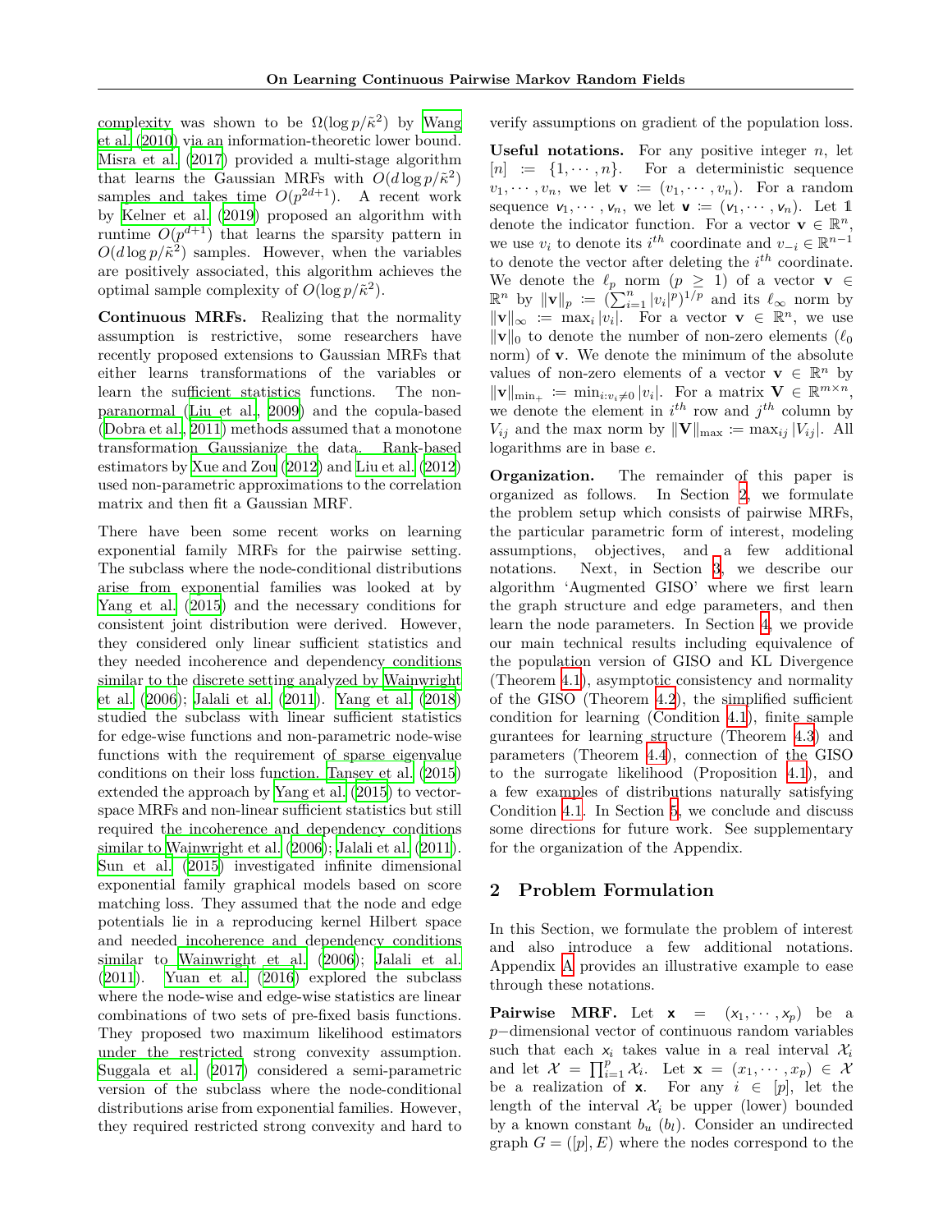complexity was shown to be $\Omega(\log p/\tilde{\kappa}^2)$ by Wang et al. (2010) via an information-theoretic lower bound. Misra et al. (2017) provided a multi-stage algorithm that learns the Gaussian MRFs with $O(d \log p/\tilde{\kappa}^2)$ samples and takes time $O(p^{2d+1})$. A recent work by Kelner et al. (2019) proposed an algorithm with runtime $O(p^{d+1})$ that learns the sparsity pattern in $O(d \log p/\tilde{\kappa}^2)$ samples. However, when the variables are positively associated, this algorithm achieves the optimal sample complexity of $O(\log p/\tilde{\kappa}^2)$.

**Continuous MRFs.** Realizing that the normality assumption is restrictive, some researchers have recently proposed extensions to Gaussian MRFs that either learn transformations of the variables or learn the sufficient statistics functions. The non-paranormal (Liu et al., 2009) and the copula-based (Dobra et al., 2011) methods assumed that a monotone transformation Gaussianize the data. Rank-based estimators by Xue and Zou (2012) and Liu et al. (2012) used non-parametric approximations to the correlation matrix and then fit a Gaussian MRF.

There have been some recent works on learning exponential family MRFs for the pairwise setting. The subclass where the node-conditional distributions arise from exponential families was looked at by Yang et al. (2015) and the necessary conditions for consistent joint distribution were derived. However, they considered only linear sufficient statistics and they needed incoherence and dependency conditions similar to the discrete setting analyzed by Wainwright et al. (2006); Jalali et al. (2011). Yang et al. (2018) studied the subclass with linear sufficient statistics for edge-wise functions and non-parametric node-wise functions with the requirement of sparse eigenvalue conditions on their loss function. Tansey et al. (2015) extended the approach by Yang et al. (2015) to vector-space MRFs and non-linear sufficient statistics but still required the incoherence and dependency conditions similar to Wainwright et al. (2006); Jalali et al. (2011). Sun et al. (2015) investigated infinite dimensional exponential family graphical models based on score matching loss. They assumed that the node and edge potentials lie in a reproducing kernel Hilbert space and needed incoherence and dependency conditions similar to Wainwright et al. (2006); Jalali et al. (2011). Yuan et al. (2016) explored the subclass where the node-wise and edge-wise statistics are linear combinations of two sets of pre-fixed basis functions. They proposed two maximum likelihood estimators under the restricted strong convexity assumption. Suggala et al. (2017) considered a semi-parametric version of the subclass where the node-conditional distributions arise from exponential families. However, they required restricted strong convexity and hard to verify assumptions on gradient of the population loss.

**Useful notations.** For any positive integer $n$, let $[n] := \{1, \cdots, n\}$. For a deterministic sequence $v_1, \cdots, v_n$, we let $\mathbf{v} := (v_1, \cdots, v_n)$. For a random sequence $\mathsf{v}_1, \cdots, \mathsf{v}_n$, we let $\mathbf{\mathsf{v}} := (\mathsf{v}_1, \cdots, \mathsf{v}_n)$. Let $\mathbb{1}$ denote the indicator function. For a vector $\mathbf{v} \in \mathbb{R}^n$, we use $v_i$ to denote its $i^{th}$ coordinate and $v_{-i} \in \mathbb{R}^{n-1}$ to denote the vector after deleting the $i^{th}$ coordinate. We denote the $\ell_p$ norm ($p \geq 1$) of a vector $\mathbf{v} \in \mathbb{R}^n$ by $\|\mathbf{v}\|_p := (\sum_{i=1}^n |v_i|^p)^{1/p}$ and its $\ell_\infty$ norm by $\|\mathbf{v}\|_\infty := \max_i |v_i|$. For a vector $\mathbf{v} \in \mathbb{R}^n$, we use $\|\mathbf{v}\|_0$ to denote the number of non-zero elements ($\ell_0$ norm) of $\mathbf{v}$. We denote the minimum of the absolute values of non-zero elements of a vector $\mathbf{v} \in \mathbb{R}^n$ by $\|\mathbf{v}\|_{\min_+} := \min_{i: v_i \neq 0} |v_i|$. For a matrix $\mathbf{V} \in \mathbb{R}^{m \times n}$, we denote the element in $i^{th}$ row and $j^{th}$ column by $V_{ij}$ and the max norm by $\|\mathbf{V}\|_{\max} := \max_{ij} |V_{ij}|$. All logarithms are in base $e$.

**Organization.** The remainder of this paper is organized as follows. In Section 2, we formulate the problem setup which consists of pairwise MRFs, the particular parametric form of interest, modeling assumptions, objectives, and a few additional notations. Next, in Section 3, we describe our algorithm 'Augmented GISO' where we first learn the graph structure and edge parameters, and then learn the node parameters. In Section 4, we provide our main technical results including equivalence of the population version of GISO and KL Divergence (Theorem 4.1), asymptotic consistency and normality of the GISO (Theorem 4.2), the simplified sufficient condition for learning (Condition 4.1), finite sample gurantees for learning structure (Theorem 4.3) and parameters (Theorem 4.4), connection of the GISO to the surrogate likelihood (Proposition 4.1), and a few examples of distributions naturally satisfying Condition 4.1. In Section 5, we conclude and discuss some directions for future work. See supplementary for the organization of the Appendix.

## 2 Problem Formulation

In this Section, we formulate the problem of interest and also introduce a few additional notations. Appendix A provides an illustrative example to ease through these notations.

**Pairwise MRF.** Let $\mathbf{\mathsf{x}} = (\mathsf{x}_1, \cdots, \mathsf{x}_p)$ be a $p-$dimensional vector of continuous random variables such that each $\mathsf{x}_i$ takes value in a real interval $\mathcal{X}_i$ and let $\mathcal{X} = \prod_{i=1}^p \mathcal{X}_i$. Let $\mathbf{x} = (x_1, \cdots, x_p) \in \mathcal{X}$ be a realization of $\mathbf{\mathsf{x}}$. For any $i \in [p]$, let the length of the interval $\mathcal{X}_i$ be upper (lower) bounded by a known constant $b_u$ ($b_l$). Consider an undirected graph $G = ([p], E)$ where the nodes correspond to the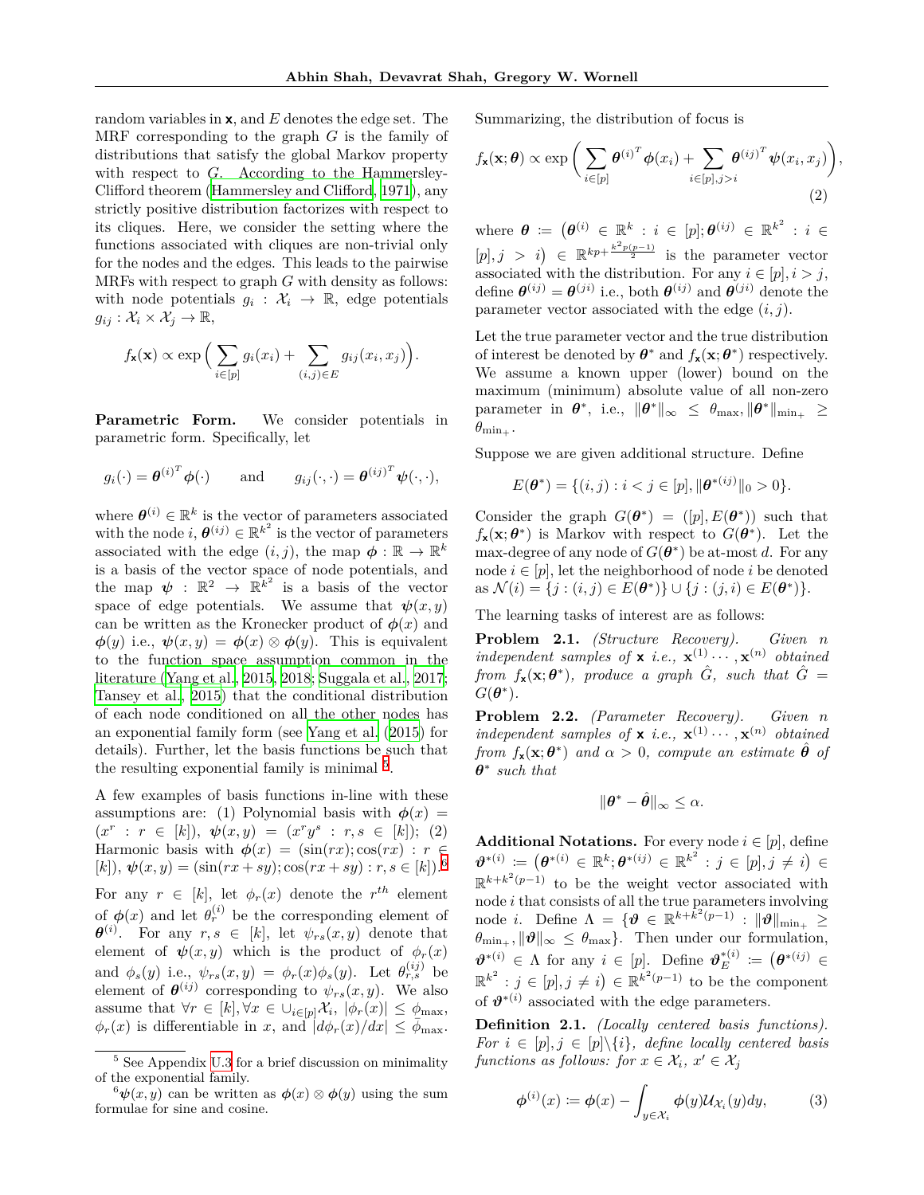random variables in $\mathbf{x}$, and $E$ denotes the edge set. The MRF corresponding to the graph $G$ is the family of distributions that satisfy the global Markov property with respect to $G$. According to the Hammersley-Clifford theorem (Hammersley and Clifford, 1971), any strictly positive distribution factorizes with respect to its cliques. Here, we consider the setting where the functions associated with cliques are non-trivial only for the nodes and the edges. This leads to the pairwise MRFs with respect to graph $G$ with density as follows: with node potentials $g_i : \mathcal{X}_i \to \mathbb{R}$, edge potentials $g_{ij} : \mathcal{X}_i \times \mathcal{X}_j \to \mathbb{R}$,

$$f_{\mathbf{x}}(\mathbf{x}) \propto \exp\Big(\sum_{i\in[p]} g_i(x_i) + \sum_{(i,j)\in E} g_{ij}(x_i, x_j)\Big).$$

**Parametric Form.** We consider potentials in parametric form. Specifically, let

$$g_i(\cdot) = \boldsymbol{\theta}^{(i)^T}\boldsymbol{\phi}(\cdot) \qquad \text{and} \qquad g_{ij}(\cdot,\cdot) = \boldsymbol{\theta}^{(ij)^T}\boldsymbol{\psi}(\cdot,\cdot),$$

where $\boldsymbol{\theta}^{(i)} \in \mathbb{R}^k$ is the vector of parameters associated with the node $i$, $\boldsymbol{\theta}^{(ij)} \in \mathbb{R}^{k^2}$ is the vector of parameters associated with the edge $(i,j)$, the map $\boldsymbol{\phi} : \mathbb{R} \to \mathbb{R}^k$ is a basis of the vector space of node potentials, and the map $\boldsymbol{\psi} : \mathbb{R}^2 \to \mathbb{R}^{k^2}$ is a basis of the vector space of edge potentials. We assume that $\boldsymbol{\psi}(x,y)$ can be written as the Kronecker product of $\boldsymbol{\phi}(x)$ and $\boldsymbol{\phi}(y)$ i.e., $\boldsymbol{\psi}(x,y) = \boldsymbol{\phi}(x) \otimes \boldsymbol{\phi}(y)$. This is equivalent to the function space assumption common in the literature (Yang et al., 2015, 2018; Suggala et al., 2017; Tansey et al., 2015) that the conditional distribution of each node conditioned on all the other nodes has an exponential family form (see Yang et al. (2015) for details). Further, let the basis functions be such that the resulting exponential family is minimal [5].

A few examples of basis functions in-line with these assumptions are: (1) Polynomial basis with $\boldsymbol{\phi}(x) = (x^r : r \in [k])$, $\boldsymbol{\psi}(x,y) = (x^r y^s : r, s \in [k])$; (2) Harmonic basis with $\boldsymbol{\phi}(x) = (\sin(rx); \cos(rx) : r \in [k])$, $\boldsymbol{\psi}(x,y) = (\sin(rx+sy); \cos(rx+sy) : r, s \in [k])$.[6]

For any $r \in [k]$, let $\phi_r(x)$ denote the $r^{th}$ element of $\boldsymbol{\phi}(x)$ and let $\theta_r^{(i)}$ be the corresponding element of $\boldsymbol{\theta}^{(i)}$. For any $r, s \in [k]$, let $\psi_{rs}(x,y)$ denote that element of $\boldsymbol{\psi}(x,y)$ which is the product of $\phi_r(x)$ and $\phi_s(y)$ i.e., $\psi_{rs}(x,y) = \phi_r(x)\phi_s(y)$. Let $\theta_{r,s}^{(ij)}$ be element of $\boldsymbol{\theta}^{(ij)}$ corresponding to $\psi_{rs}(x,y)$. We also assume that $\forall r \in [k], \forall x \in \cup_{i\in[p]}\mathcal{X}_i$, $|\phi_r(x)| \le \phi_{\max}$, $\phi_r(x)$ is differentiable in $x$, and $|d\phi_r(x)/dx| \le \bar{\phi}_{\max}$.

[5] See Appendix U.3 for a brief discussion on minimality of the exponential family.

[6] $\boldsymbol{\psi}(x,y)$ can be written as $\boldsymbol{\phi}(x) \otimes \boldsymbol{\phi}(y)$ using the sum formulae for sine and cosine.

Summarizing, the distribution of focus is

$$f_{\mathbf{x}}(\mathbf{x}; \boldsymbol{\theta}) \propto \exp\bigg(\sum_{i\in[p]} \boldsymbol{\theta}^{(i)^T}\boldsymbol{\phi}(x_i) + \sum_{i\in[p], j>i} \boldsymbol{\theta}^{(ij)^T}\boldsymbol{\psi}(x_i, x_j)\bigg), \tag{2}$$

where $\boldsymbol{\theta} \coloneqq \big(\boldsymbol{\theta}^{(i)} \in \mathbb{R}^k : i \in [p]; \boldsymbol{\theta}^{(ij)} \in \mathbb{R}^{k^2} : i \in [p], j > i\big) \in \mathbb{R}^{kp + \frac{k^2 p(p-1)}{2}}$ is the parameter vector associated with the distribution. For any $i \in [p], i > j$, define $\boldsymbol{\theta}^{(ij)} = \boldsymbol{\theta}^{(ji)}$ i.e., both $\boldsymbol{\theta}^{(ij)}$ and $\boldsymbol{\theta}^{(ji)}$ denote the parameter vector associated with the edge $(i,j)$.

Let the true parameter vector and the true distribution of interest be denoted by $\boldsymbol{\theta}^*$ and $f_{\mathbf{x}}(\mathbf{x}; \boldsymbol{\theta}^*)$ respectively. We assume a known upper (lower) bound on the maximum (minimum) absolute value of all non-zero parameter in $\boldsymbol{\theta}^*$, i.e., $\|\boldsymbol{\theta}^*\|_\infty \le \theta_{\max}, \|\boldsymbol{\theta}^*\|_{\min_+} \ge \theta_{\min_+}$.

Suppose we are given additional structure. Define

$$E(\boldsymbol{\theta}^*) = \{(i,j) : i < j \in [p], \|\boldsymbol{\theta}^{*(ij)}\|_0 > 0\}.$$

Consider the graph $G(\boldsymbol{\theta}^*) = ([p], E(\boldsymbol{\theta}^*))$ such that $f_{\mathbf{x}}(\mathbf{x}; \boldsymbol{\theta}^*)$ is Markov with respect to $G(\boldsymbol{\theta}^*)$. Let the max-degree of any node of $G(\boldsymbol{\theta}^*)$ be at-most $d$. For any node $i \in [p]$, let the neighborhood of node $i$ be denoted as $\mathcal{N}(i) = \{j : (i,j) \in E(\boldsymbol{\theta}^*)\} \cup \{j : (j,i) \in E(\boldsymbol{\theta}^*)\}$.

The learning tasks of interest are as follows:

**Problem 2.1.** *(Structure Recovery). Given $n$ independent samples of $\mathbf{x}$ i.e., $\mathbf{x}^{(1)} \cdots, \mathbf{x}^{(n)}$ obtained from $f_{\mathbf{x}}(\mathbf{x}; \boldsymbol{\theta}^*)$, produce a graph $\hat{G}$, such that $\hat{G} = G(\boldsymbol{\theta}^*)$.*

**Problem 2.2.** *(Parameter Recovery). Given $n$ independent samples of $\mathbf{x}$ i.e., $\mathbf{x}^{(1)} \cdots, \mathbf{x}^{(n)}$ obtained from $f_{\mathbf{x}}(\mathbf{x}; \boldsymbol{\theta}^*)$ and $\alpha > 0$, compute an estimate $\hat{\boldsymbol{\theta}}$ of $\boldsymbol{\theta}^*$ such that*

$$\|\boldsymbol{\theta}^* - \hat{\boldsymbol{\theta}}\|_\infty \le \alpha.$$

**Additional Notations.** For every node $i \in [p]$, define $\boldsymbol{\vartheta}^{*(i)} \coloneqq \big(\boldsymbol{\theta}^{*(i)} \in \mathbb{R}^k; \boldsymbol{\theta}^{*(ij)} \in \mathbb{R}^{k^2} : j \in [p], j \ne i\big) \in \mathbb{R}^{k + k^2(p-1)}$ to be the weight vector associated with node $i$ that consists of all the true parameters involving node $i$. Define $\Lambda = \{\boldsymbol{\vartheta} \in \mathbb{R}^{k + k^2(p-1)} : \|\boldsymbol{\vartheta}\|_{\min_+} \ge \theta_{\min_+}, \|\boldsymbol{\vartheta}\|_\infty \le \theta_{\max}\}$. Then under our formulation, $\boldsymbol{\vartheta}^{*(i)} \in \Lambda$ for any $i \in [p]$. Define $\boldsymbol{\vartheta}_E^{*(i)} \coloneqq \big(\boldsymbol{\theta}^{*(ij)} \in \mathbb{R}^{k^2} : j \in [p], j \ne i\big) \in \mathbb{R}^{k^2(p-1)}$ to be the component of $\boldsymbol{\vartheta}^{*(i)}$ associated with the edge parameters.

**Definition 2.1.** *(Locally centered basis functions). For $i \in [p], j \in [p]\backslash\{i\}$, define locally centered basis functions as follows: for $x \in \mathcal{X}_i$, $x' \in \mathcal{X}_j$*

$$\boldsymbol{\phi}^{(i)}(x) \coloneqq \boldsymbol{\phi}(x) - \int_{y \in \mathcal{X}_i} \boldsymbol{\phi}(y)\mathcal{U}_{\mathcal{X}_i}(y)dy, \tag{3}$$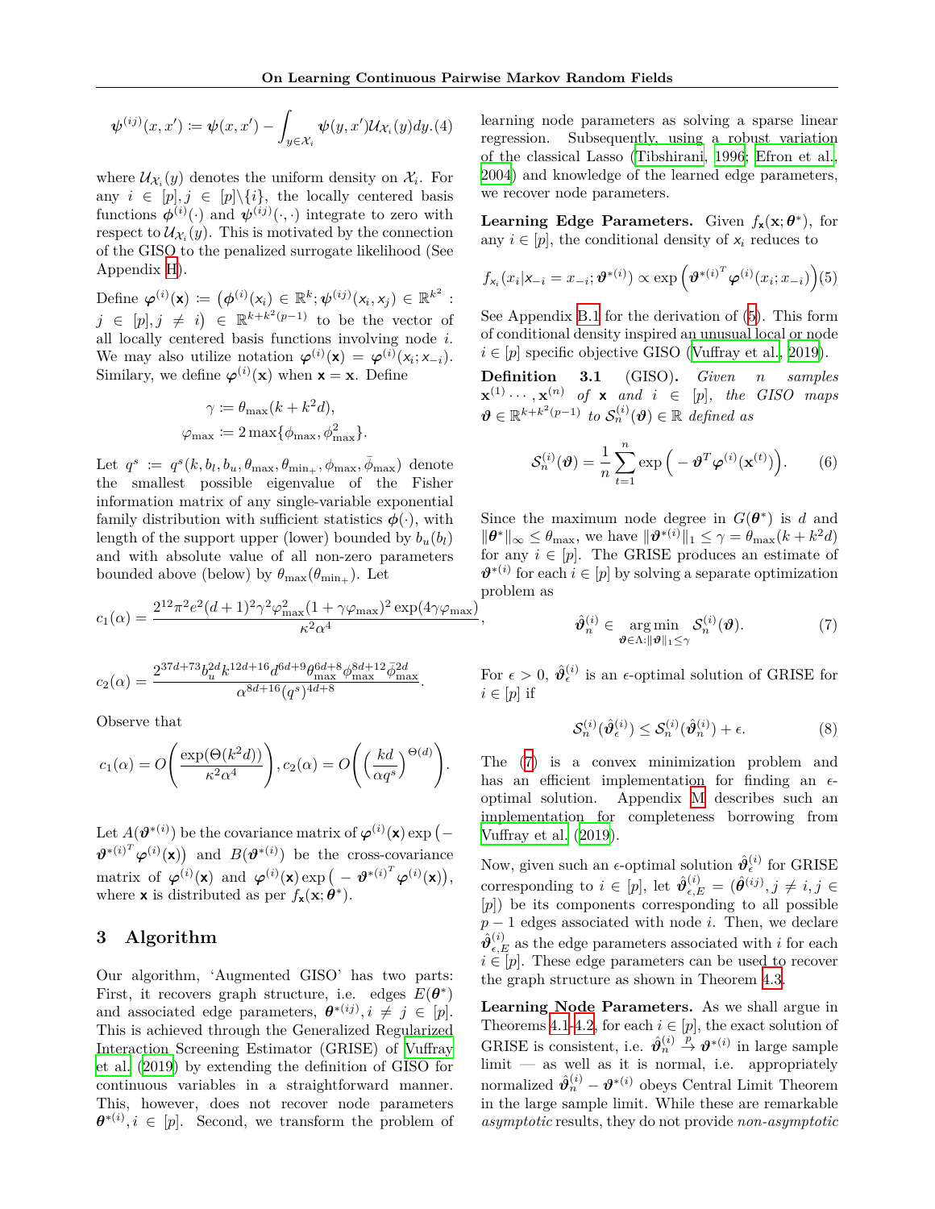$$\psi^{(ij)}(x,x') \coloneqq \psi(x,x') - \int_{y\in\mathcal{X}_i} \psi(y,x')\mathcal{U}_{\mathcal{X}_i}(y)dy. \quad (4)$$

where $\mathcal{U}_{\mathcal{X}_i}(y)$ denotes the uniform density on $\mathcal{X}_i$. For any $i \in [p], j \in [p]\backslash\{i\}$, the locally centered basis functions $\phi^{(i)}(\cdot)$ and $\psi^{(ij)}(\cdot,\cdot)$ integrate to zero with respect to $\mathcal{U}_{\mathcal{X}_i}(y)$. This is motivated by the connection of the GISO to the penalized surrogate likelihood (See Appendix H).

Define $\varphi^{(i)}(\mathbf{x}) \coloneqq \big(\phi^{(i)}(x_i) \in \mathbb{R}^k; \psi^{(ij)}(x_i, x_j) \in \mathbb{R}^{k^2} : j \in [p], j \neq i\big) \in \mathbb{R}^{k+k^2(p-1)}$ to be the vector of all locally centered basis functions involving node $i$. We may also utilize notation $\varphi^{(i)}(\mathbf{x}) = \varphi^{(i)}(x_i; x_{-i})$. Similary, we define $\varphi^{(i)}(\mathbf{x})$ when $\mathbf{x} = \mathbf{x}$. Define

$$\gamma \coloneqq \theta_{\max}(k + k^2 d),$$
$$\varphi_{\max} \coloneqq 2\max\{\phi_{\max}, \phi^2_{\max}\}.$$

Let $q^s \coloneqq q^s(k, b_l, b_u, \theta_{\max}, \theta_{\min_+}, \phi_{\max}, \bar{\phi}_{\max})$ denote the smallest possible eigenvalue of the Fisher information matrix of any single-variable exponential family distribution with sufficient statistics $\phi(\cdot)$, with length of the support upper (lower) bounded by $b_u(b_l)$ and with absolute value of all non-zero parameters bounded above (below) by $\theta_{\max}(\theta_{\min_+})$. Let

$$c_1(\alpha) = \frac{2^{12}\pi^2 e^2 (d+1)^2 \gamma^2 \varphi^2_{\max}(1+\gamma\varphi_{\max})^2 \exp(4\gamma\varphi_{\max})}{\kappa^2\alpha^4},$$

$$c_2(\alpha) = \frac{2^{37d+73} b_u^{2d} k^{12d+16} d^{6d+9} \theta_{\max}^{6d+8} \phi_{\max}^{8d+12} \bar{\phi}_{\max}^{2d}}{\alpha^{8d+16}(q^s)^{4d+8}}.$$

Observe that

$$c_1(\alpha) = O\Bigg(\frac{\exp(\Theta(k^2 d))}{\kappa^2\alpha^4}\Bigg), c_2(\alpha) = O\Bigg(\Big(\frac{kd}{\alpha q^s}\Big)^{\Theta(d)}\Bigg).$$

Let $A(\vartheta^{*(i)})$ be the covariance matrix of $\varphi^{(i)}(\mathbf{x})\exp\big(-\vartheta^{*(i)^T}\varphi^{(i)}(\mathbf{x})\big)$ and $B(\vartheta^{*(i)})$ be the cross-covariance matrix of $\varphi^{(i)}(\mathbf{x})$ and $\varphi^{(i)}(\mathbf{x})\exp\big(-\vartheta^{*(i)^T}\varphi^{(i)}(\mathbf{x})\big)$, where $\mathbf{x}$ is distributed as per $f_{\mathbf{x}}(\mathbf{x}; \theta^*)$.

## 3 Algorithm

Our algorithm, 'Augmented GISO' has two parts: First, it recovers graph structure, i.e. edges $E(\theta^*)$ and associated edge parameters, $\theta^{*(ij)}, i \neq j \in [p]$. This is achieved through the Generalized Regularized Interaction Screening Estimator (GRISE) of Vuffray et al. (2019) by extending the definition of GISO for continuous variables in a straightforward manner. This, however, does not recover node parameters $\theta^{*(i)}, i \in [p]$. Second, we transform the problem of learning node parameters as solving a sparse linear regression. Subsequently, using a robust variation of the classical Lasso (Tibshirani, 1996; Efron et al., 2004) and knowledge of the learned edge parameters, we recover node parameters.

**Learning Edge Parameters.** Given $f_{\mathbf{x}}(\mathbf{x}; \theta^*)$, for any $i \in [p]$, the conditional density of $x_i$ reduces to

$$f_{x_i}(x_i | x_{-i} = x_{-i}; \vartheta^{*(i)}) \propto \exp\Big(\vartheta^{*(i)^T}\varphi^{(i)}(x_i; x_{-i})\Big) \quad (5)$$

See Appendix B.1 for the derivation of (5). This form of conditional density inspired an unusual local or node $i \in [p]$ specific objective GISO (Vuffray et al., 2019).

**Definition 3.1** (GISO)**.** *Given $n$ samples $\mathbf{x}^{(1)} \cdots, \mathbf{x}^{(n)}$ of $\mathbf{x}$ and $i \in [p]$, the GISO maps $\vartheta \in \mathbb{R}^{k+k^2(p-1)}$ to $\mathcal{S}_n^{(i)}(\vartheta) \in \mathbb{R}$ defined as*

$$\mathcal{S}_n^{(i)}(\vartheta) = \frac{1}{n}\sum_{t=1}^{n} \exp\Big(-\vartheta^T\varphi^{(i)}(\mathbf{x}^{(t)})\Big). \quad (6)$$

Since the maximum node degree in $G(\theta^*)$ is $d$ and $\|\theta^*\|_\infty \leq \theta_{\max}$, we have $\|\vartheta^{*(i)}\|_1 \leq \gamma = \theta_{\max}(k + k^2 d)$ for any $i \in [p]$. The GRISE produces an estimate of $\vartheta^{*(i)}$ for each $i \in [p]$ by solving a separate optimization problem as

$$\hat{\vartheta}_n^{(i)} \in \underset{\vartheta \in \Lambda: \|\vartheta\|_1 \leq \gamma}{\arg\min}\ \mathcal{S}_n^{(i)}(\vartheta). \quad (7)$$

For $\epsilon > 0$, $\hat{\vartheta}_\epsilon^{(i)}$ is an $\epsilon$-optimal solution of GRISE for $i \in [p]$ if

$$\mathcal{S}_n^{(i)}(\hat{\vartheta}_\epsilon^{(i)}) \leq \mathcal{S}_n^{(i)}(\hat{\vartheta}_n^{(i)}) + \epsilon. \quad (8)$$

The (7) is a convex minimization problem and has an efficient implementation for finding an $\epsilon$-optimal solution. Appendix M describes such an implementation for completeness borrowing from Vuffray et al. (2019).

Now, given such an $\epsilon$-optimal solution $\hat{\vartheta}_\epsilon^{(i)}$ for GRISE corresponding to $i \in [p]$, let $\hat{\vartheta}_{\epsilon,E}^{(i)} = (\hat{\theta}^{(ij)}, j \neq i, j \in [p])$ be its components corresponding to all possible $p-1$ edges associated with node $i$. Then, we declare $\hat{\vartheta}_{\epsilon,E}^{(i)}$ as the edge parameters associated with $i$ for each $i \in [p]$. These edge parameters can be used to recover the graph structure as shown in Theorem 4.3.

**Learning Node Parameters.** As we shall argue in Theorems 4.1-4.2, for each $i \in [p]$, the exact solution of GRISE is consistent, i.e. $\hat{\vartheta}_n^{(i)} \xrightarrow{p} \vartheta^{*(i)}$ in large sample limit — as well as it is normal, i.e. appropriately normalized $\hat{\vartheta}_n^{(i)} - \vartheta^{*(i)}$ obeys Central Limit Theorem in the large sample limit. While these are remarkable *asymptotic* results, they do not provide *non-asymptotic*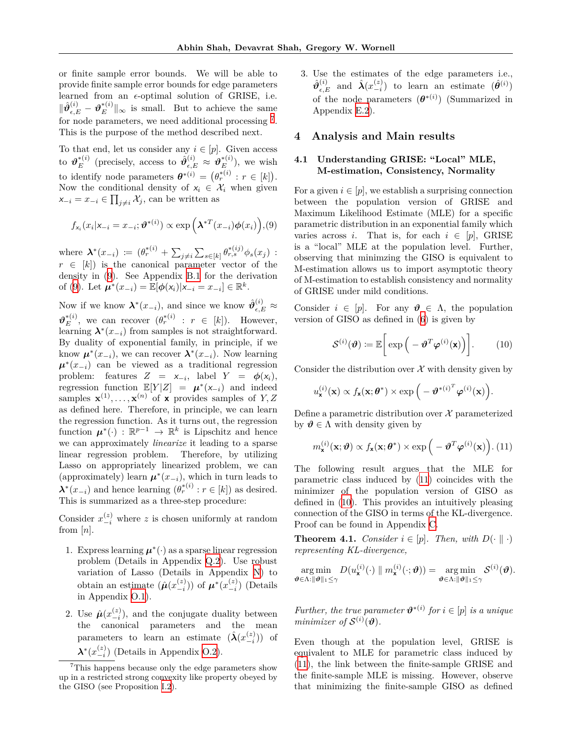or finite sample error bounds. We will be able to provide finite sample error bounds for edge parameters learned from an $\epsilon$-optimal solution of GRISE, i.e. $\|\hat{\boldsymbol{\vartheta}}^{(i)}_{\epsilon,E} - \boldsymbol{\vartheta}^{*(i)}_E\|_\infty$ is small. But to achieve the same for node parameters, we need additional processing [7]. This is the purpose of the method described next.

To that end, let us consider any $i \in [p]$. Given access to $\boldsymbol{\vartheta}^{*(i)}_E$ (precisely, access to $\hat{\boldsymbol{\vartheta}}^{(i)}_{\epsilon,E} \approx \boldsymbol{\vartheta}^{*(i)}_E$), we wish to identify node parameters $\boldsymbol{\theta}^{*(i)} = \big(\theta^{*(i)}_r : r \in [k]\big)$. Now the conditional density of $x_i \in \mathcal{X}_i$ when given $\mathsf{x}_{-i} = x_{-i} \in \prod_{j \neq i} \mathcal{X}_j$, can be written as

$$f_{\mathsf{x}_i}(x_i | \mathsf{x}_{-i} = x_{-i}; \boldsymbol{\vartheta}^{*(i)}) \propto \exp\Big(\boldsymbol{\lambda}^{*T}(x_{-i})\boldsymbol{\phi}(x_i)\Big), \quad (9)$$

where $\boldsymbol{\lambda}^*(x_{-i}) := (\theta^{*(i)}_r + \sum_{j \neq i}\sum_{s \in [k]} \theta^{*(ij)}_{r,s}\phi_s(x_j) : r \in [k])$ is the canonical parameter vector of the density in (9). See Appendix B.1 for the derivation of (9). Let $\boldsymbol{\mu}^*(x_{-i}) = \mathbb{E}[\boldsymbol{\phi}(\mathsf{x}_i) | \mathsf{x}_{-i} = x_{-i}] \in \mathbb{R}^k$.

Now if we know $\boldsymbol{\lambda}^*(x_{-i})$, and since we know $\hat{\boldsymbol{\vartheta}}^{(i)}_{\epsilon,E} \approx \boldsymbol{\vartheta}^{*(i)}_E$, we can recover $(\theta^{*(i)}_r : r \in [k])$. However, learning $\boldsymbol{\lambda}^*(x_{-i})$ from samples is not straightforward. By duality of exponential family, in principle, if we know $\boldsymbol{\mu}^*(x_{-i})$, we can recover $\boldsymbol{\lambda}^*(x_{-i})$. Now learning $\boldsymbol{\mu}^*(x_{-i})$ can be viewed as a traditional regression problem: features $Z = \mathsf{x}_{-i}$, label $Y = \boldsymbol{\phi}(x_i)$, regression function $\mathbb{E}[Y|Z] = \boldsymbol{\mu}^*(\mathsf{x}_{-i})$ and indeed samples $\mathbf{x}^{(1)}, \ldots, \mathbf{x}^{(n)}$ of $\mathbf{x}$ provides samples of $Y, Z$ as defined here. Therefore, in principle, we can learn the regression function. As it turns out, the regression function $\boldsymbol{\mu}^*(\cdot) : \mathbb{R}^{p-1} \to \mathbb{R}^k$ is Lipschitz and hence we can approximately *linearize* it leading to a sparse linear regression problem. Therefore, by utilizing Lasso on appropriately linearized problem, we can (approximately) learn $\boldsymbol{\mu}^*(x_{-i})$, which in turn leads to $\boldsymbol{\lambda}^*(x_{-i})$ and hence learning $(\theta^{*(i)}_r : r \in [k])$ as desired. This is summarized as a three-step procedure:

Consider $x^{(z)}_{-i}$ where $z$ is chosen uniformly at random from $[n]$.

1. Express learning $\boldsymbol{\mu}^*(\cdot)$ as a sparse linear regression problem (Details in Appendix Q.2). Use robust variation of Lasso (Details in Appendix N) to obtain an estimate $(\hat{\boldsymbol{\mu}}(x^{(z)}_{-i}))$ of $\boldsymbol{\mu}^*(x^{(z)}_{-i})$ (Details in Appendix O.1).
2. Use $\hat{\boldsymbol{\mu}}(x^{(z)}_{-i})$, and the conjugate duality between the canonical parameters and the mean parameters to learn an estimate $(\hat{\boldsymbol{\lambda}}(x^{(z)}_{-i}))$ of $\boldsymbol{\lambda}^*(x^{(z)}_{-i})$ (Details in Appendix O.2).
3. Use the estimates of the edge parameters i.e., $\hat{\boldsymbol{\vartheta}}^{(i)}_{\epsilon,E}$ and $\hat{\boldsymbol{\lambda}}(x^{(z)}_{-i})$ to learn an estimate $(\hat{\boldsymbol{\theta}}^{(i)})$ of the node parameters $(\boldsymbol{\theta}^{*(i)})$ (Summarized in Appendix E.2).

[7] This happens because only the edge parameters show up in a restricted strong convexity like property obeyed by the GISO (see Proposition I.2).

# 4 Analysis and Main results

## 4.1 Understanding GRISE: "Local" MLE, M-estimation, Consistency, Normality

For a given $i \in [p]$, we establish a surprising connection between the population version of GRISE and Maximum Likelihood Estimate (MLE) for a specific parametric distribution in an exponential family which varies across $i$. That is, for each $i \in [p]$, GRISE is a "local" MLE at the population level. Further, observing that minimzing the GISO is equivalent to M-estimation allows us to import asymptotic theory of M-estimation to establish consistency and normality of GRISE under mild conditions.

Consider $i \in [p]$. For any $\boldsymbol{\vartheta} \in \Lambda$, the population version of GISO as defined in (6) is given by

$$\mathcal{S}^{(i)}(\boldsymbol{\vartheta}) := \mathbb{E}\bigg[\exp\Big(-\boldsymbol{\vartheta}^T\boldsymbol{\varphi}^{(i)}(\mathbf{x})\Big)\bigg]. \quad (10)$$

Consider the distribution over $\mathcal{X}$ with density given by

$$u^{(i)}_{\mathbf{x}}(\mathbf{x}) \propto f_{\mathbf{x}}(\mathbf{x}; \boldsymbol{\theta}^*) \times \exp\Big(-\boldsymbol{\vartheta}^{*(i)^T}\boldsymbol{\varphi}^{(i)}(\mathbf{x})\Big).$$

Define a parametric distribution over $\mathcal{X}$ parameterized by $\boldsymbol{\vartheta} \in \Lambda$ with density given by

$$m^{(i)}_{\mathbf{x}}(\mathbf{x}; \boldsymbol{\vartheta}) \propto f_{\mathbf{x}}(\mathbf{x}; \boldsymbol{\theta}^*) \times \exp\Big(-\boldsymbol{\vartheta}^T\boldsymbol{\varphi}^{(i)}(\mathbf{x})\Big). \quad (11)$$

The following result argues that the MLE for parametric class induced by (11) coincides with the minimizer of the population version of GISO as defined in (10). This provides an intuitively pleasing connection of the GISO in terms of the KL-divergence. Proof can be found in Appendix C.

**Theorem 4.1.** *Consider $i \in [p]$. Then, with $D(\cdot \,\|\, \cdot)$ representing KL-divergence,*

$$\underset{\boldsymbol{\vartheta} \in \Lambda : \|\boldsymbol{\vartheta}\|_1 \leq \gamma}{\arg\min}\; D(u^{(i)}_{\mathbf{x}}(\cdot) \,\|\, m^{(i)}_{\mathbf{x}}(\cdot; \boldsymbol{\vartheta})) = \underset{\boldsymbol{\vartheta} \in \Lambda : \|\boldsymbol{\vartheta}\|_1 \leq \gamma}{\arg\min}\; \mathcal{S}^{(i)}(\boldsymbol{\vartheta}).$$

*Further, the true parameter $\boldsymbol{\vartheta}^{*(i)}$ for $i \in [p]$ is a unique minimizer of $\mathcal{S}^{(i)}(\boldsymbol{\vartheta})$.*

Even though at the population level, GRISE is equivalent to MLE for parametric class induced by (11), the link between the finite-sample GRISE and the finite-sample MLE is missing. However, observe that minimizing the finite-sample GISO as defined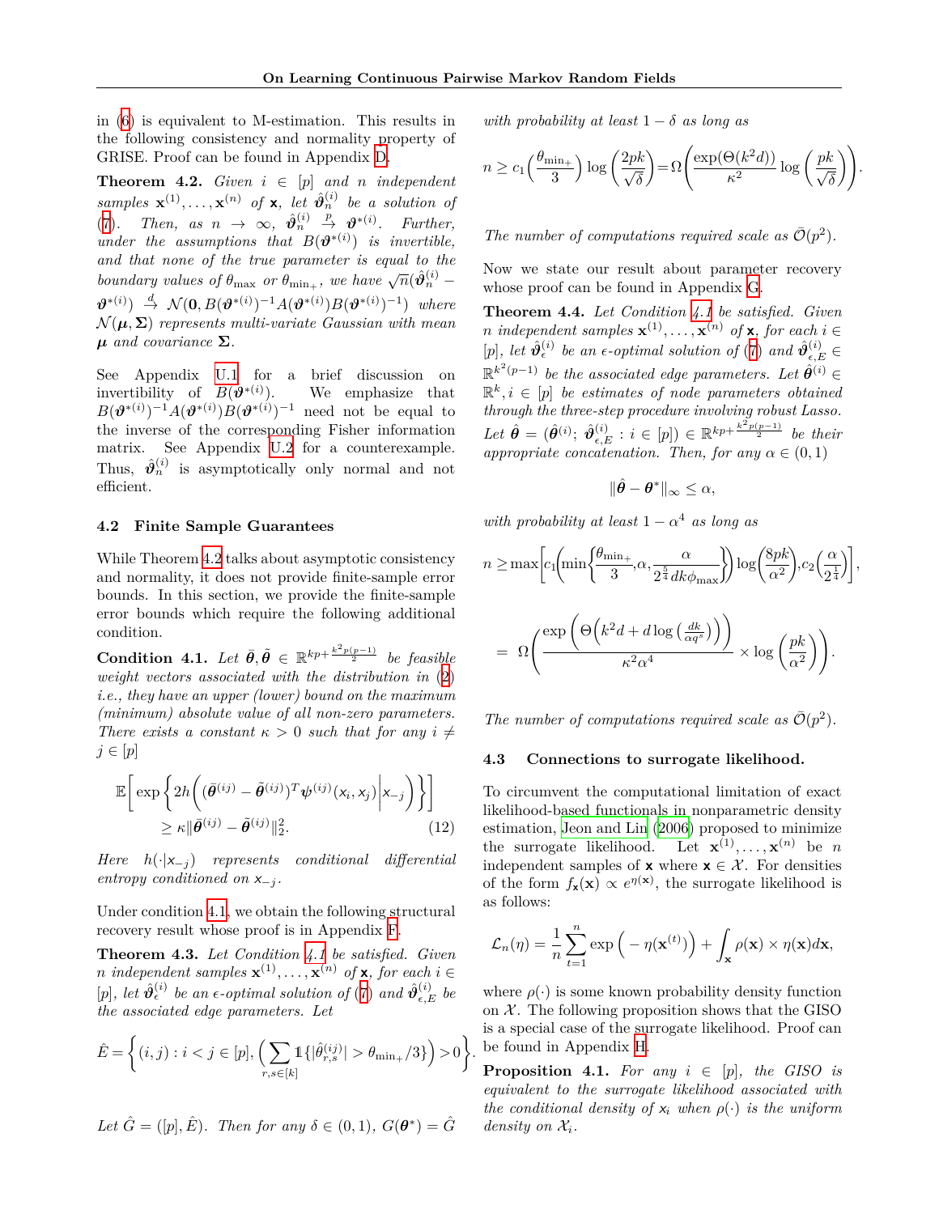in (6) is equivalent to M-estimation. This results in the following consistency and normality property of GRISE. Proof can be found in Appendix D.

**Theorem 4.2.** *Given $i \in [p]$ and $n$ independent samples $\mathbf{x}^{(1)}, \ldots, \mathbf{x}^{(n)}$ of $\mathbf{x}$, let $\hat{\boldsymbol{\vartheta}}_n^{(i)}$ be a solution of (7). Then, as $n \to \infty$, $\hat{\boldsymbol{\vartheta}}_n^{(i)} \xrightarrow{p} \boldsymbol{\vartheta}^{*(i)}$. Further, under the assumptions that $B(\boldsymbol{\vartheta}^{*(i)})$ is invertible, and that none of the true parameter is equal to the boundary values of $\theta_{\max}$ or $\theta_{\min_+}$, we have $\sqrt{n}(\hat{\boldsymbol{\vartheta}}_n^{(i)} - \boldsymbol{\vartheta}^{*(i)}) \xrightarrow{d} \mathcal{N}(\mathbf{0}, B(\boldsymbol{\vartheta}^{*(i)})^{-1} A(\boldsymbol{\vartheta}^{*(i)}) B(\boldsymbol{\vartheta}^{*(i)})^{-1})$ where $\mathcal{N}(\boldsymbol{\mu}, \boldsymbol{\Sigma})$ represents multi-variate Gaussian with mean $\boldsymbol{\mu}$ and covariance $\boldsymbol{\Sigma}$.*

See Appendix U.1 for a brief discussion on invertibility of $B(\boldsymbol{\vartheta}^{*(i)})$. We emphasize that $B(\boldsymbol{\vartheta}^{*(i)})^{-1} A(\boldsymbol{\vartheta}^{*(i)}) B(\boldsymbol{\vartheta}^{*(i)})^{-1}$ need not be equal to the inverse of the corresponding Fisher information matrix. See Appendix U.2 for a counterexample. Thus, $\hat{\boldsymbol{\vartheta}}_n^{(i)}$ is asymptotically only normal and not efficient.

### 4.2 Finite Sample Guarantees

While Theorem 4.2 talks about asymptotic consistency and normality, it does not provide finite-sample error bounds. In this section, we provide the finite-sample error bounds which require the following additional condition.

**Condition 4.1.** *Let $\bar{\boldsymbol{\theta}}, \tilde{\boldsymbol{\theta}} \in \mathbb{R}^{kp + \frac{k^2 p(p-1)}{2}}$ be feasible weight vectors associated with the distribution in (2) i.e., they have an upper (lower) bound on the maximum (minimum) absolute value of all non-zero parameters. There exists a constant $\kappa > 0$ such that for any $i \neq j \in [p]$*

$$\mathbb{E}\bigg[\exp\bigg\{2h\bigg((\bar{\boldsymbol{\theta}}^{(ij)} - \tilde{\boldsymbol{\theta}}^{(ij)})^T \boldsymbol{\psi}^{(ij)}(x_i, x_j)\bigg| x_{-j}\bigg)\bigg\}\bigg] \geq \kappa \|\bar{\boldsymbol{\theta}}^{(ij)} - \tilde{\boldsymbol{\theta}}^{(ij)}\|_2^2. \quad (12)$$

*Here $h(\cdot|x_{-j})$ represents conditional differential entropy conditioned on $x_{-j}$.*

Under condition 4.1, we obtain the following structural recovery result whose proof is in Appendix F.

**Theorem 4.3.** *Let Condition 4.1 be satisfied. Given $n$ independent samples $\mathbf{x}^{(1)}, \ldots, \mathbf{x}^{(n)}$ of $\mathbf{x}$, for each $i \in [p]$, let $\hat{\boldsymbol{\vartheta}}_\epsilon^{(i)}$ be an $\epsilon$-optimal solution of (7) and $\hat{\boldsymbol{\vartheta}}_{\epsilon,E}^{(i)}$ be the associated edge parameters. Let*

$$\hat{E} = \bigg\{(i,j) : i < j \in [p], \Big(\sum_{r,s \in [k]} \mathbb{1}\{|\hat{\theta}_{r,s}^{(ij)}| > \theta_{\min_+}/3\}\Big) > 0\bigg\}.$$

*Let $\hat{G} = ([p], \hat{E})$. Then for any $\delta \in (0,1)$, $G(\boldsymbol{\theta}^*) = \hat{G}$ with probability at least $1 - \delta$ as long as*

$$n \geq c_1\Big(\frac{\theta_{\min_+}}{3}\Big) \log\Big(\frac{2pk}{\sqrt{\delta}}\Big) = \Omega\bigg(\frac{\exp(\Theta(k^2 d))}{\kappa^2} \log\Big(\frac{pk}{\sqrt{\delta}}\Big)\bigg).$$

*The number of computations required scale as $\bar{\mathcal{O}}(p^2)$.*

Now we state our result about parameter recovery whose proof can be found in Appendix G.

**Theorem 4.4.** *Let Condition 4.1 be satisfied. Given $n$ independent samples $\mathbf{x}^{(1)}, \ldots, \mathbf{x}^{(n)}$ of $\mathbf{x}$, for each $i \in [p]$, let $\hat{\boldsymbol{\vartheta}}_\epsilon^{(i)}$ be an $\epsilon$-optimal solution of (7) and $\hat{\boldsymbol{\vartheta}}_{\epsilon,E}^{(i)} \in \mathbb{R}^{k^2(p-1)}$ be the associated edge parameters. Let $\hat{\boldsymbol{\theta}}^{(i)} \in \mathbb{R}^k, i \in [p]$ be estimates of node parameters obtained through the three-step procedure involving robust Lasso. Let $\hat{\boldsymbol{\theta}} = (\hat{\boldsymbol{\theta}}^{(i)}; \hat{\boldsymbol{\vartheta}}_{\epsilon,E}^{(i)} : i \in [p]) \in \mathbb{R}^{kp + \frac{k^2 p(p-1)}{2}}$ be their appropriate concatenation. Then, for any $\alpha \in (0,1)$*

$$\|\hat{\boldsymbol{\theta}} - \boldsymbol{\theta}^*\|_\infty \leq \alpha,$$

*with probability at least $1 - \alpha^4$ as long as*

$$n \geq \max\bigg[c_1\bigg(\min\bigg\{\frac{\theta_{\min_+}}{3}, \alpha, \frac{\alpha}{2^{\frac{5}{4}} dk \phi_{\max}}\bigg\}\bigg) \log\Big(\frac{8pk}{\alpha^2}\Big), c_2\Big(\frac{\alpha}{2^{\frac{1}{4}}}\Big)\bigg],$$

$$= \Omega\left(\frac{\exp\Big(\Theta\Big(k^2 d + d\log\big(\frac{dk}{\alpha q^s}\big)\Big)\Big)}{\kappa^2 \alpha^4} \times \log\Big(\frac{pk}{\alpha^2}\Big)\right).$$

*The number of computations required scale as $\bar{\mathcal{O}}(p^2)$.*

### 4.3 Connections to surrogate likelihood.

To circumvent the computational limitation of exact likelihood-based functionals in nonparametric density estimation, Jeon and Lin (2006) proposed to minimize the surrogate likelihood. Let $\mathbf{x}^{(1)}, \ldots, \mathbf{x}^{(n)}$ be $n$ independent samples of $\mathbf{x}$ where $\mathbf{x} \in \mathcal{X}$. For densities of the form $f_{\mathbf{x}}(\mathbf{x}) \propto e^{\eta(\mathbf{x})}$, the surrogate likelihood is as follows:

$$\mathcal{L}_n(\eta) = \frac{1}{n}\sum_{t=1}^n \exp\Big(-\eta(\mathbf{x}^{(t)})\Big) + \int_{\mathbf{x}} \rho(\mathbf{x}) \times \eta(\mathbf{x}) d\mathbf{x},$$

where $\rho(\cdot)$ is some known probability density function on $\mathcal{X}$. The following proposition shows that the GISO is a special case of the surrogate likelihood. Proof can be found in Appendix H.

**Proposition 4.1.** *For any $i \in [p]$, the GISO is equivalent to the surrogate likelihood associated with the conditional density of $x_i$ when $\rho(\cdot)$ is the uniform density on $\mathcal{X}_i$.*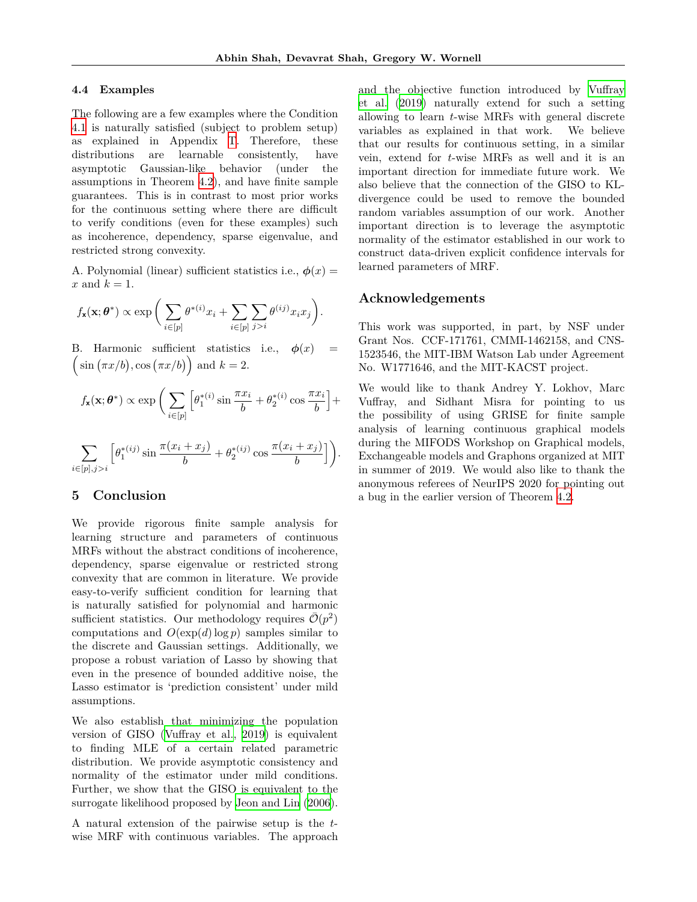### 4.4 Examples

The following are a few examples where the Condition 4.1 is naturally satisfied (subject to problem setup) as explained in Appendix I. Therefore, these distributions are learnable consistently, have asymptotic Gaussian-like behavior (under the assumptions in Theorem 4.2), and have finite sample guarantees. This is in contrast to most prior works for the continuous setting where there are difficult to verify conditions (even for these examples) such as incoherence, dependency, sparse eigenvalue, and restricted strong convexity.

A. Polynomial (linear) sufficient statistics i.e., $\boldsymbol{\phi}(x) = x$ and $k = 1$.

$$f_{\mathbf{x}}(\mathbf{x}; \boldsymbol{\theta}^*) \propto \exp\bigg( \sum_{i \in [p]} \theta^{*(i)} x_i + \sum_{i \in [p]} \sum_{j > i} \theta^{(ij)} x_i x_j \bigg).$$

B. Harmonic sufficient statistics i.e., $\boldsymbol{\phi}(x) = \Big( \sin\big(\pi x / b\big), \cos\big(\pi x / b\big) \Big)$ and $k = 2$.

$$f_{\mathbf{x}}(\mathbf{x}; \boldsymbol{\theta}^*) \propto \exp\bigg( \sum_{i \in [p]} \Big[ \theta_1^{*(i)} \sin \frac{\pi x_i}{b} + \theta_2^{*(i)} \cos \frac{\pi x_i}{b} \Big] +$$

$$\sum_{i \in [p], j > i} \Big[ \theta_1^{*(ij)} \sin \frac{\pi (x_i + x_j)}{b} + \theta_2^{*(ij)} \cos \frac{\pi (x_i + x_j)}{b} \Big] \bigg).$$

## 5 Conclusion

We provide rigorous finite sample analysis for learning structure and parameters of continuous MRFs without the abstract conditions of incoherence, dependency, sparse eigenvalue or restricted strong convexity that are common in literature. We provide easy-to-verify sufficient condition for learning that is naturally satisfied for polynomial and harmonic sufficient statistics. Our methodology requires $\bar{\mathcal{O}}(p^2)$ computations and $O(\exp(d) \log p)$ samples similar to the discrete and Gaussian settings. Additionally, we propose a robust variation of Lasso by showing that even in the presence of bounded additive noise, the Lasso estimator is 'prediction consistent' under mild assumptions.

We also establish that minimizing the population version of GISO (Vuffray et al., 2019) is equivalent to finding MLE of a certain related parametric distribution. We provide asymptotic consistency and normality of the estimator under mild conditions. Further, we show that the GISO is equivalent to the surrogate likelihood proposed by Jeon and Lin (2006).

A natural extension of the pairwise setup is the $t$-wise MRF with continuous variables. The approach and the objective function introduced by Vuffray et al. (2019) naturally extend for such a setting allowing to learn $t$-wise MRFs with general discrete variables as explained in that work. We believe that our results for continuous setting, in a similar vein, extend for $t$-wise MRFs as well and it is an important direction for immediate future work. We also believe that the connection of the GISO to KL-divergence could be used to remove the bounded random variables assumption of our work. Another important direction is to leverage the asymptotic normality of the estimator established in our work to construct data-driven explicit confidence intervals for learned parameters of MRF.

## Acknowledgements

This work was supported, in part, by NSF under Grant Nos. CCF-171761, CMMI-1462158, and CNS-1523546, the MIT-IBM Watson Lab under Agreement No. W1771646, and the MIT-KACST project.

We would like to thank Andrey Y. Lokhov, Marc Vuffray, and Sidhant Misra for pointing to us the possibility of using GRISE for finite sample analysis of learning continuous graphical models during the MIFODS Workshop on Graphical models, Exchangeable models and Graphons organized at MIT in summer of 2019. We would also like to thank the anonymous referees of NeurIPS 2020 for pointing out a bug in the earlier version of Theorem 4.2.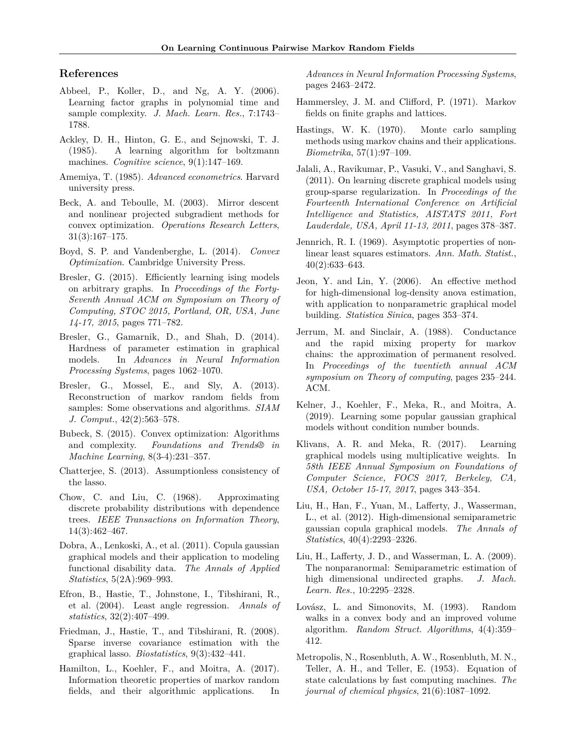## References

Abbeel, P., Koller, D., and Ng, A. Y. (2006). Learning factor graphs in polynomial time and sample complexity. *J. Mach. Learn. Res.*, 7:1743–1788.

Ackley, D. H., Hinton, G. E., and Sejnowski, T. J. (1985). A learning algorithm for boltzmann machines. *Cognitive science*, 9(1):147–169.

Amemiya, T. (1985). *Advanced econometrics*. Harvard university press.

Beck, A. and Teboulle, M. (2003). Mirror descent and nonlinear projected subgradient methods for convex optimization. *Operations Research Letters*, 31(3):167–175.

Boyd, S. P. and Vandenberghe, L. (2014). *Convex Optimization*. Cambridge University Press.

Bresler, G. (2015). Efficiently learning ising models on arbitrary graphs. In *Proceedings of the Forty-Seventh Annual ACM on Symposium on Theory of Computing, STOC 2015, Portland, OR, USA, June 14-17, 2015*, pages 771–782.

Bresler, G., Gamarnik, D., and Shah, D. (2014). Hardness of parameter estimation in graphical models. In *Advances in Neural Information Processing Systems*, pages 1062–1070.

Bresler, G., Mossel, E., and Sly, A. (2013). Reconstruction of markov random fields from samples: Some observations and algorithms. *SIAM J. Comput.*, 42(2):563–578.

Bubeck, S. (2015). Convex optimization: Algorithms and complexity. *Foundations and Trends® in Machine Learning*, 8(3-4):231–357.

Chatterjee, S. (2013). Assumptionless consistency of the lasso.

Chow, C. and Liu, C. (1968). Approximating discrete probability distributions with dependence trees. *IEEE Transactions on Information Theory*, 14(3):462–467.

Dobra, A., Lenkoski, A., et al. (2011). Copula gaussian graphical models and their application to modeling functional disability data. *The Annals of Applied Statistics*, 5(2A):969–993.

Efron, B., Hastie, T., Johnstone, I., Tibshirani, R., et al. (2004). Least angle regression. *Annals of statistics*, 32(2):407–499.

Friedman, J., Hastie, T., and Tibshirani, R. (2008). Sparse inverse covariance estimation with the graphical lasso. *Biostatistics*, 9(3):432–441.

Hamilton, L., Koehler, F., and Moitra, A. (2017). Information theoretic properties of markov random fields, and their algorithmic applications. In *Advances in Neural Information Processing Systems*, pages 2463–2472.

Hammersley, J. M. and Clifford, P. (1971). Markov fields on finite graphs and lattices.

Hastings, W. K. (1970). Monte carlo sampling methods using markov chains and their applications. *Biometrika*, 57(1):97–109.

Jalali, A., Ravikumar, P., Vasuki, V., and Sanghavi, S. (2011). On learning discrete graphical models using group-sparse regularization. In *Proceedings of the Fourteenth International Conference on Artificial Intelligence and Statistics, AISTATS 2011, Fort Lauderdale, USA, April 11-13, 2011*, pages 378–387.

Jennrich, R. I. (1969). Asymptotic properties of non-linear least squares estimators. *Ann. Math. Statist.*, 40(2):633–643.

Jeon, Y. and Lin, Y. (2006). An effective method for high-dimensional log-density anova estimation, with application to nonparametric graphical model building. *Statistica Sinica*, pages 353–374.

Jerrum, M. and Sinclair, A. (1988). Conductance and the rapid mixing property for markov chains: the approximation of permanent resolved. In *Proceedings of the twentieth annual ACM symposium on Theory of computing*, pages 235–244. ACM.

Kelner, J., Koehler, F., Meka, R., and Moitra, A. (2019). Learning some popular gaussian graphical models without condition number bounds.

Klivans, A. R. and Meka, R. (2017). Learning graphical models using multiplicative weights. In *58th IEEE Annual Symposium on Foundations of Computer Science, FOCS 2017, Berkeley, CA, USA, October 15-17, 2017*, pages 343–354.

Liu, H., Han, F., Yuan, M., Lafferty, J., Wasserman, L., et al. (2012). High-dimensional semiparametric gaussian copula graphical models. *The Annals of Statistics*, 40(4):2293–2326.

Liu, H., Lafferty, J. D., and Wasserman, L. A. (2009). The nonparanormal: Semiparametric estimation of high dimensional undirected graphs. *J. Mach. Learn. Res.*, 10:2295–2328.

Lovász, L. and Simonovits, M. (1993). Random walks in a convex body and an improved volume algorithm. *Random Struct. Algorithms*, 4(4):359–412.

Metropolis, N., Rosenbluth, A. W., Rosenbluth, M. N., Teller, A. H., and Teller, E. (1953). Equation of state calculations by fast computing machines. *The journal of chemical physics*, 21(6):1087–1092.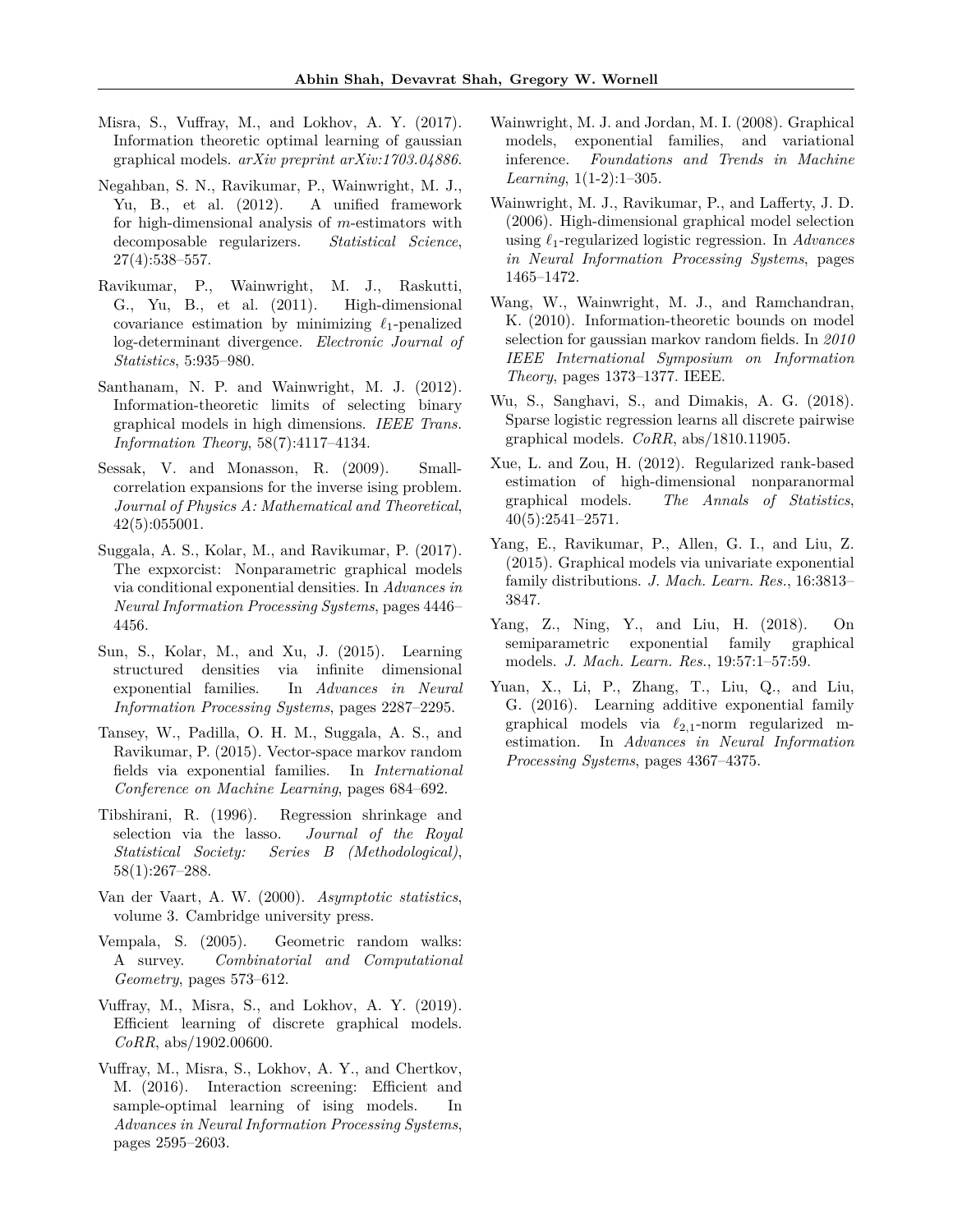Misra, S., Vuffray, M., and Lokhov, A. Y. (2017). Information theoretic optimal learning of gaussian graphical models. *arXiv preprint arXiv:1703.04886*.

Negahban, S. N., Ravikumar, P., Wainwright, M. J., Yu, B., et al. (2012). A unified framework for high-dimensional analysis of $m$-estimators with decomposable regularizers. *Statistical Science*, 27(4):538–557.

Ravikumar, P., Wainwright, M. J., Raskutti, G., Yu, B., et al. (2011). High-dimensional covariance estimation by minimizing $\ell_1$-penalized log-determinant divergence. *Electronic Journal of Statistics*, 5:935–980.

Santhanam, N. P. and Wainwright, M. J. (2012). Information-theoretic limits of selecting binary graphical models in high dimensions. *IEEE Trans. Information Theory*, 58(7):4117–4134.

Sessak, V. and Monasson, R. (2009). Small-correlation expansions for the inverse ising problem. *Journal of Physics A: Mathematical and Theoretical*, 42(5):055001.

Suggala, A. S., Kolar, M., and Ravikumar, P. (2017). The expxorcist: Nonparametric graphical models via conditional exponential densities. In *Advances in Neural Information Processing Systems*, pages 4446–4456.

Sun, S., Kolar, M., and Xu, J. (2015). Learning structured densities via infinite dimensional exponential families. In *Advances in Neural Information Processing Systems*, pages 2287–2295.

Tansey, W., Padilla, O. H. M., Suggala, A. S., and Ravikumar, P. (2015). Vector-space markov random fields via exponential families. In *International Conference on Machine Learning*, pages 684–692.

Tibshirani, R. (1996). Regression shrinkage and selection via the lasso. *Journal of the Royal Statistical Society: Series B (Methodological)*, 58(1):267–288.

Van der Vaart, A. W. (2000). *Asymptotic statistics*, volume 3. Cambridge university press.

Vempala, S. (2005). Geometric random walks: A survey. *Combinatorial and Computational Geometry*, pages 573–612.

Vuffray, M., Misra, S., and Lokhov, A. Y. (2019). Efficient learning of discrete graphical models. *CoRR*, abs/1902.00600.

Vuffray, M., Misra, S., Lokhov, A. Y., and Chertkov, M. (2016). Interaction screening: Efficient and sample-optimal learning of ising models. In *Advances in Neural Information Processing Systems*, pages 2595–2603.

Wainwright, M. J. and Jordan, M. I. (2008). Graphical models, exponential families, and variational inference. *Foundations and Trends in Machine Learning*, 1(1-2):1–305.

Wainwright, M. J., Ravikumar, P., and Lafferty, J. D. (2006). High-dimensional graphical model selection using $\ell_1$-regularized logistic regression. In *Advances in Neural Information Processing Systems*, pages 1465–1472.

Wang, W., Wainwright, M. J., and Ramchandran, K. (2010). Information-theoretic bounds on model selection for gaussian markov random fields. In *2010 IEEE International Symposium on Information Theory*, pages 1373–1377. IEEE.

Wu, S., Sanghavi, S., and Dimakis, A. G. (2018). Sparse logistic regression learns all discrete pairwise graphical models. *CoRR*, abs/1810.11905.

Xue, L. and Zou, H. (2012). Regularized rank-based estimation of high-dimensional nonparanormal graphical models. *The Annals of Statistics*, 40(5):2541–2571.

Yang, E., Ravikumar, P., Allen, G. I., and Liu, Z. (2015). Graphical models via univariate exponential family distributions. *J. Mach. Learn. Res.*, 16:3813–3847.

Yang, Z., Ning, Y., and Liu, H. (2018). On semiparametric exponential family graphical models. *J. Mach. Learn. Res.*, 19:57:1–57:59.

Yuan, X., Li, P., Zhang, T., Liu, Q., and Liu, G. (2016). Learning additive exponential family graphical models via $\ell_{2,1}$-norm regularized m-estimation. In *Advances in Neural Information Processing Systems*, pages 4367–4375.